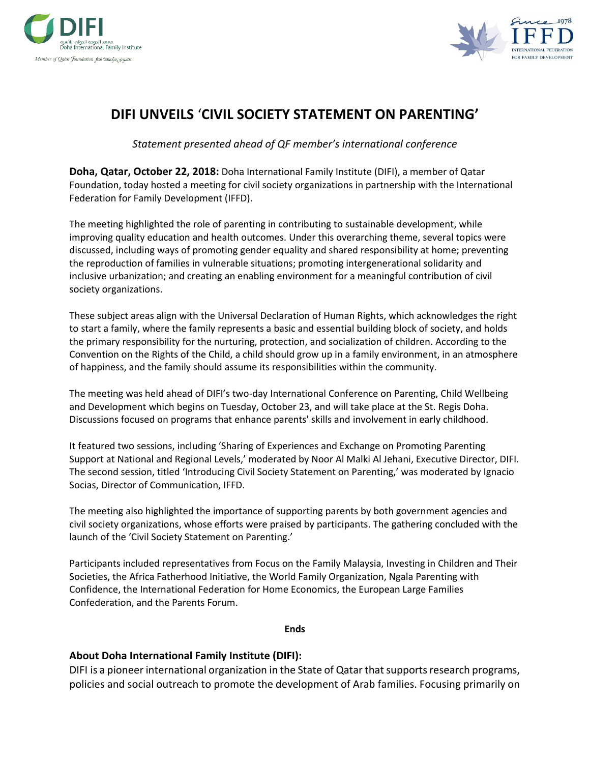# DIFI UNVEILS 'CIVIL SOCIETY STATEMENT ON PARENTING'

*Statement presented ahead of QF member's international conference*

**Doha, Qatar, October 22, 2018:** Doha International Family Institute (DIFI), a member of Qatar Foundation, today hosted a meeting for civil society organizations in partnership with the International Federation for Family Development (IFFD).

The meeting highlighted the role of parenting in contributing to sustainable development, while improving quality education and health outcomes. Under this overarching theme, several topics were discussed, including ways of promoting gender equality and shared responsibility at home; preventing the reproduction of families in vulnerable situations; promoting intergenerational solidarity and inclusive urbanization; and creating an enabling environment for a meaningful contribution of civil society organizations.

These subject areas align with the Universal Declaration of Human Rights, which acknowledges the right to start a family, where the family represents a basic and essential building block of society, and holds the primary responsibility for the nurturing, protection, and socialization of children. According to the Convention on the Rights of the Child, a child should grow up in a family environment, in an atmosphere of happiness, and the family should assume its responsibilities within the community.

The meeting was held ahead of DIFI's two-day International Conference on Parenting, Child Wellbeing and Development which begins on Tuesday, October 23, and will take place at the St. Regis Doha. Discussions focused on programs that enhance parents' skills and involvement in early childhood.

It featured two sessions, including 'Sharing of Experiences and Exchange on Promoting Parenting Support at National and Regional Levels,' moderated by Noor Al Malki Al Jehani, Executive Director, DIFI. The second session, titled 'Introducing Civil Society Statement on Parenting,' was moderated by Ignacio Socias, Director of Communication, IFFD.

The meeting also highlighted the importance of supporting parents by both government agencies and civil society organizations, whose efforts were praised by participants. The gathering concluded with the launch of the 'Civil Society Statement on Parenting.'

Participants included representatives from Focus on the Family Malaysia, Investing in Children and Their Societies, the Africa Fatherhood Initiative, the World Family Organization, Ngala Parenting with Confidence, the International Federation for Home Economics, the European Large Families Confederation, and the Parents Forum.

**Ends**

### About Doha International Family Institute (DIFI):

DIFI is a pioneer international organization in the State of Qatar that supports research programs, policies and social outreach to promote the development of Arab families. Focusing primarily on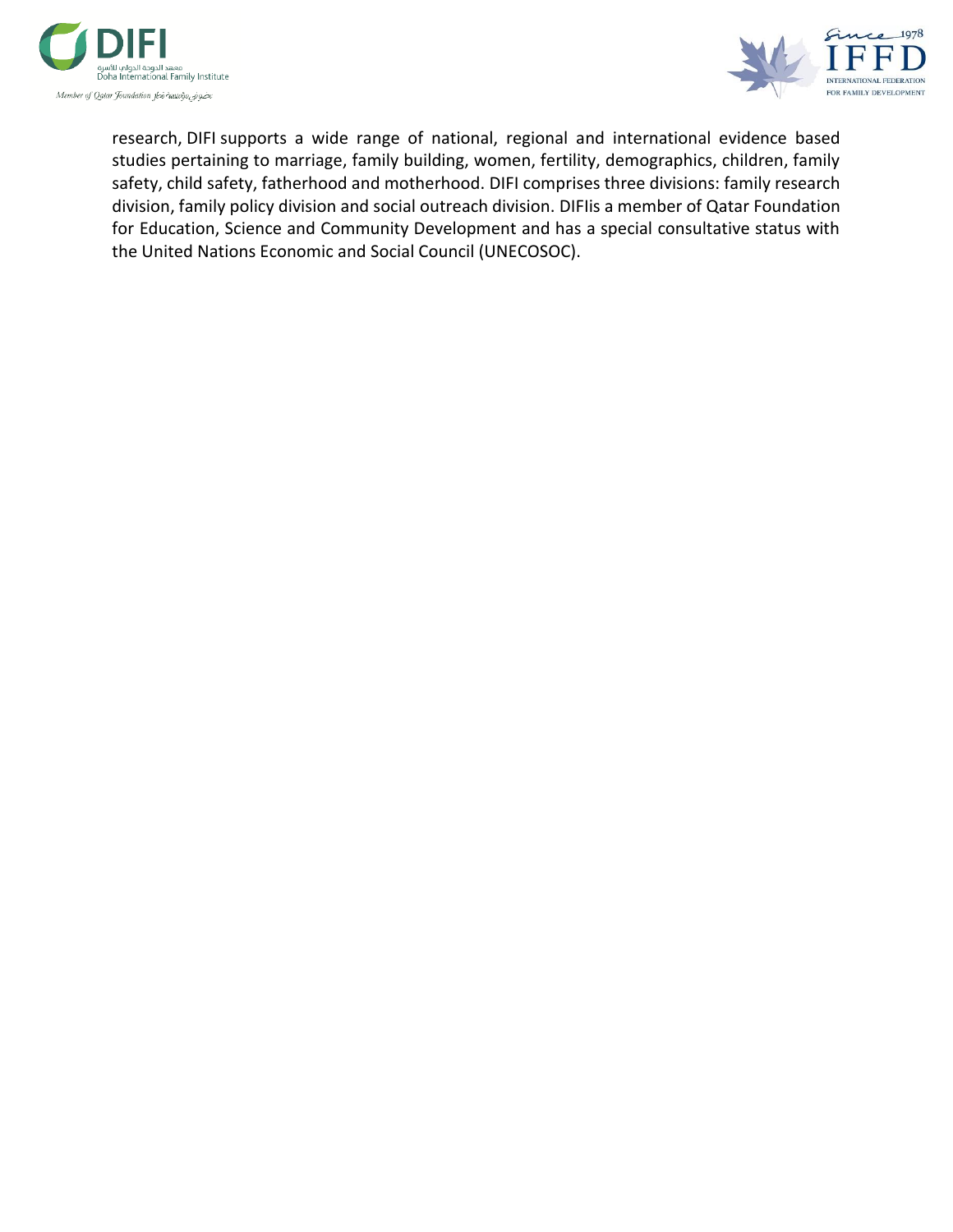research, DIFI supports a wide range of national, regional and international evidence based studies pertaining to marriage, family building, women, fertility, demographics, children, family safety, child safety, fatherhood and motherhood. DIFI comprises three divisions: family research division, family policy division and social outreach division. DIFIis a member of Qatar Foundation for Education, Science and Community Development and has a special consultative status with the United Nations Economic and Social Council (UNECOSOC).